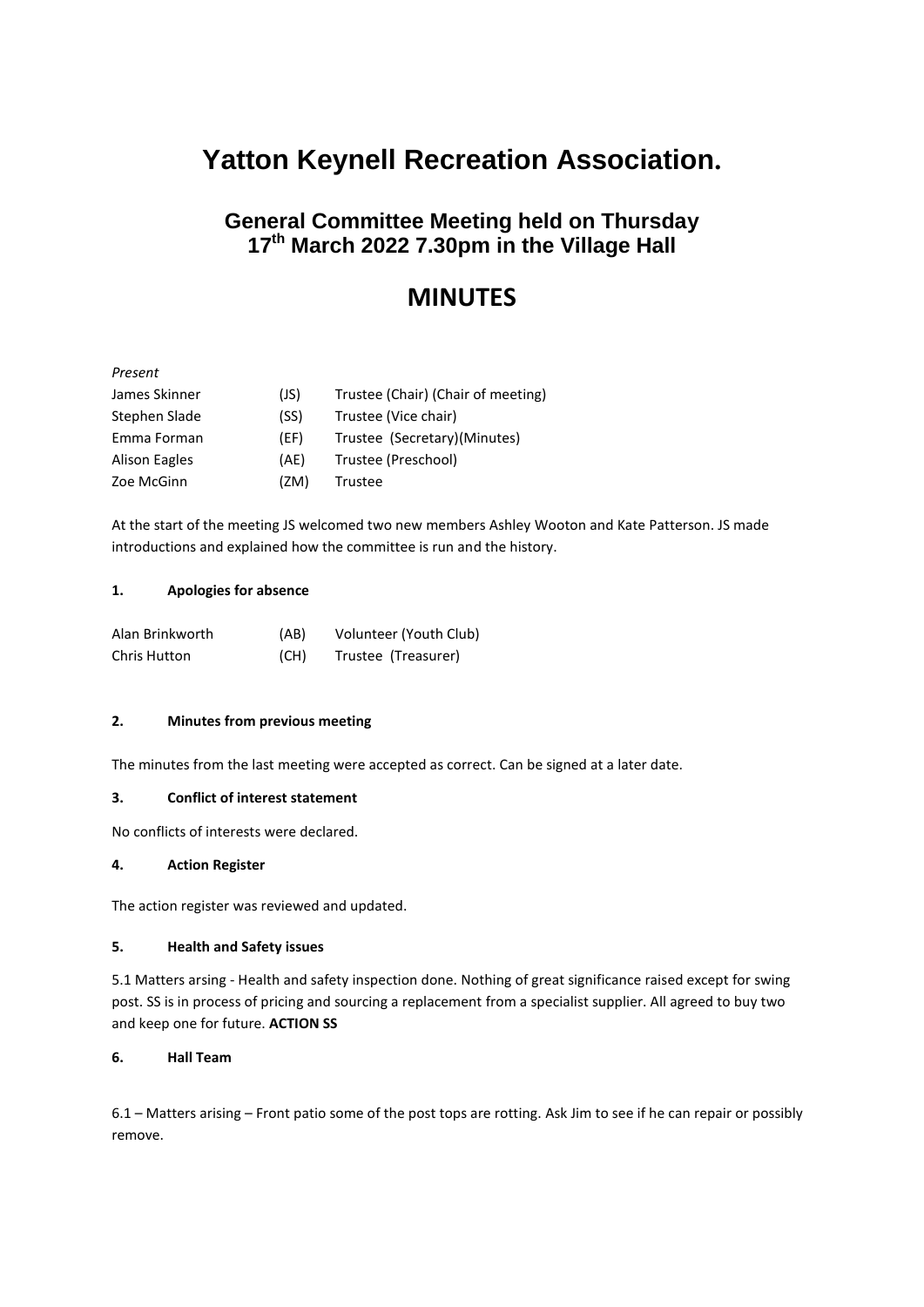# Yatton Keynell Recreation Association.

## General Committee Meeting held on Thursday 17th March 2022 7.30pm in the Village Hall

# MINUTES

*Present*

| | | |
|---|---|---|
| James Skinner | (JS) | Trustee (Chair) (Chair of meeting) |
| Stephen Slade | (SS) | Trustee (Vice chair) |
| Emma Forman | (EF) | Trustee (Secretary)(Minutes) |
| Alison Eagles | (AE) | Trustee (Preschool) |
| Zoe McGinn | (ZM) | Trustee |

At the start of the meeting JS welcomed two new members Ashley Wooton and Kate Patterson. JS made introductions and explained how the committee is run and the history.

**1. Apologies for absence**

| | | |
|---|---|---|
| Alan Brinkworth | (AB) | Volunteer (Youth Club) |
| Chris Hutton | (CH) | Trustee (Treasurer) |

**2. Minutes from previous meeting**

The minutes from the last meeting were accepted as correct. Can be signed at a later date.

**3. Conflict of interest statement**

No conflicts of interests were declared.

**4. Action Register**

The action register was reviewed and updated.

**5. Health and Safety issues**

5.1 Matters arsing - Health and safety inspection done. Nothing of great significance raised except for swing post. SS is in process of pricing and sourcing a replacement from a specialist supplier. All agreed to buy two and keep one for future. **ACTION SS**

**6. Hall Team**

6.1 – Matters arising – Front patio some of the post tops are rotting. Ask Jim to see if he can repair or possibly remove.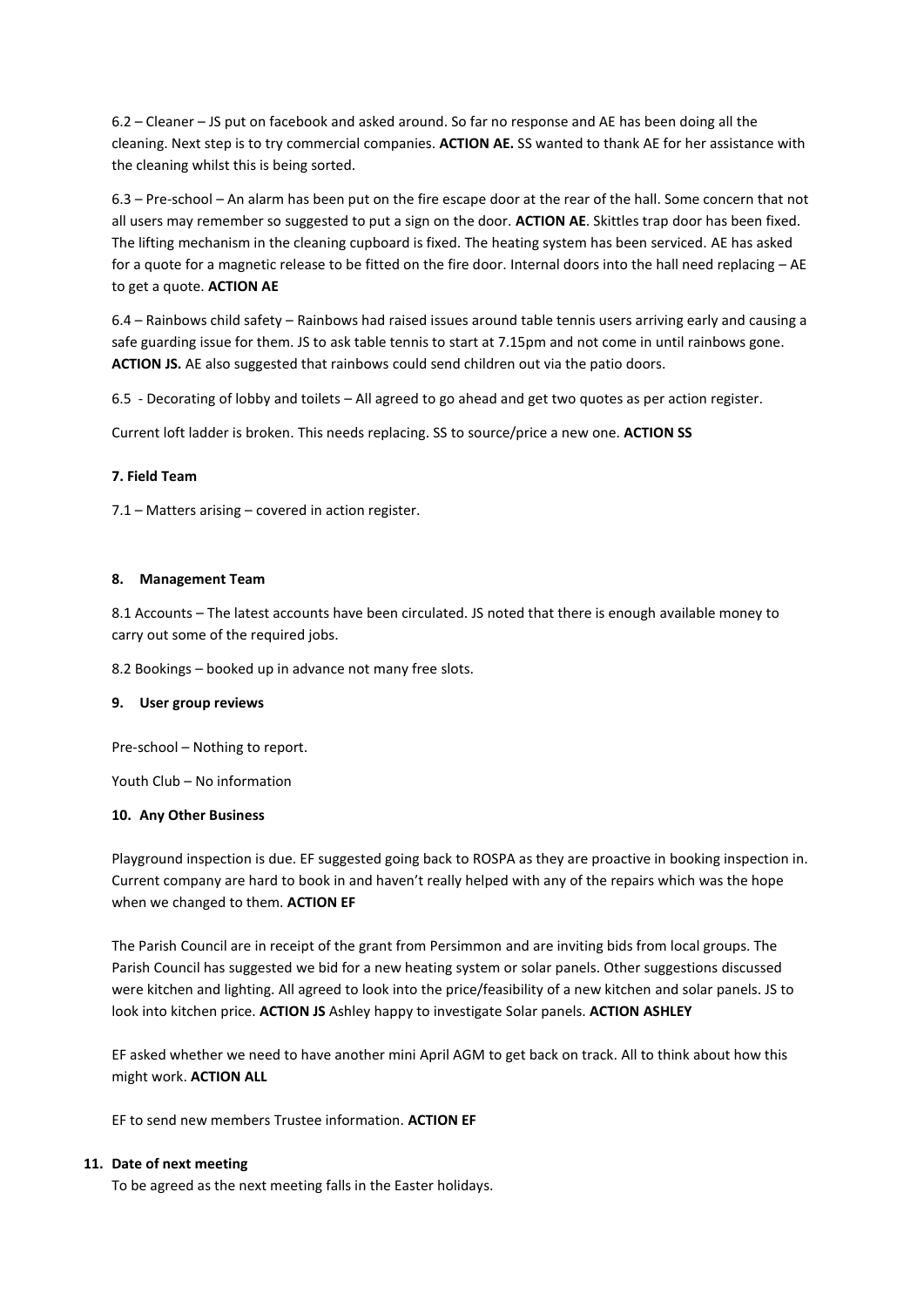6.2 – Cleaner – JS put on facebook and asked around. So far no response and AE has been doing all the cleaning. Next step is to try commercial companies. **ACTION AE.** SS wanted to thank AE for her assistance with the cleaning whilst this is being sorted.

6.3 – Pre-school – An alarm has been put on the fire escape door at the rear of the hall. Some concern that not all users may remember so suggested to put a sign on the door. **ACTION AE**. Skittles trap door has been fixed. The lifting mechanism in the cleaning cupboard is fixed. The heating system has been serviced. AE has asked for a quote for a magnetic release to be fitted on the fire door. Internal doors into the hall need replacing – AE to get a quote. **ACTION AE**

6.4 – Rainbows child safety – Rainbows had raised issues around table tennis users arriving early and causing a safe guarding issue for them. JS to ask table tennis to start at 7.15pm and not come in until rainbows gone. **ACTION JS.** AE also suggested that rainbows could send children out via the patio doors.

6.5 - Decorating of lobby and toilets – All agreed to go ahead and get two quotes as per action register.

Current loft ladder is broken. This needs replacing. SS to source/price a new one. **ACTION SS**

**7. Field Team**

7.1 – Matters arising – covered in action register.

**8. Management Team**

8.1 Accounts – The latest accounts have been circulated. JS noted that there is enough available money to carry out some of the required jobs.

8.2 Bookings – booked up in advance not many free slots.

**9. User group reviews**

Pre-school – Nothing to report.

Youth Club – No information

**10. Any Other Business**

Playground inspection is due. EF suggested going back to ROSPA as they are proactive in booking inspection in. Current company are hard to book in and haven't really helped with any of the repairs which was the hope when we changed to them. **ACTION EF**

The Parish Council are in receipt of the grant from Persimmon and are inviting bids from local groups. The Parish Council has suggested we bid for a new heating system or solar panels. Other suggestions discussed were kitchen and lighting. All agreed to look into the price/feasibility of a new kitchen and solar panels. JS to look into kitchen price. **ACTION JS** Ashley happy to investigate Solar panels. **ACTION ASHLEY**

EF asked whether we need to have another mini April AGM to get back on track. All to think about how this might work. **ACTION ALL**

EF to send new members Trustee information. **ACTION EF**

**11. Date of next meeting**

To be agreed as the next meeting falls in the Easter holidays.